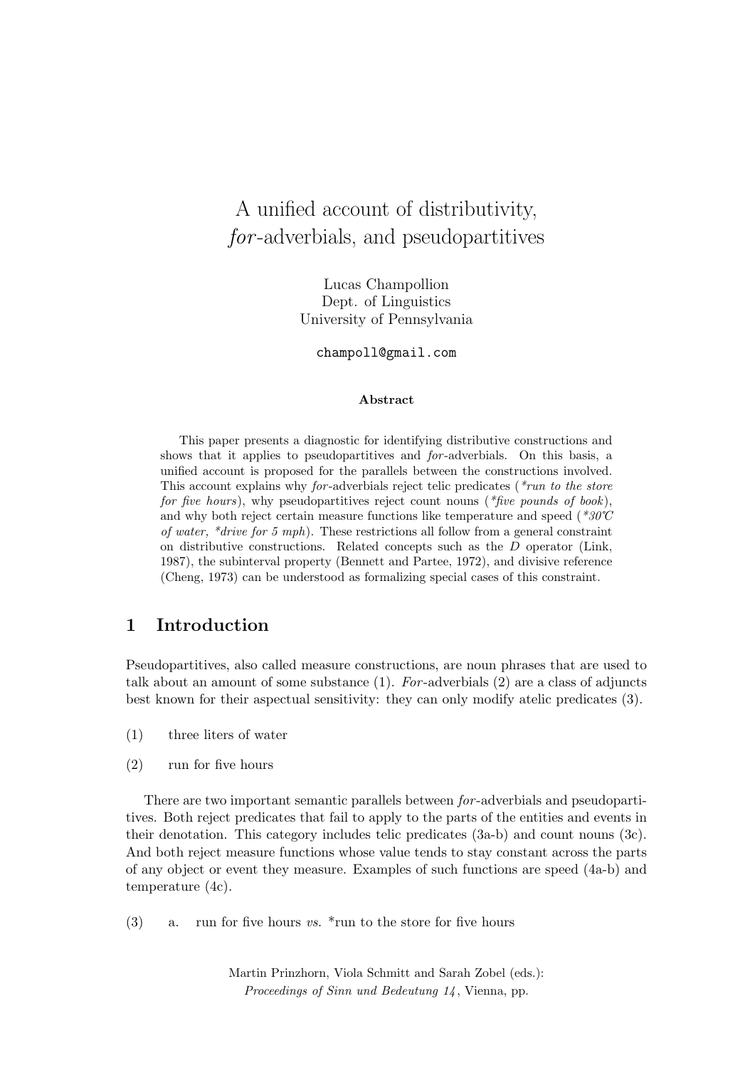# A unified account of distributivity, *for*-adverbials, and pseudopartitives

Lucas Champollion
Dept. of Linguistics
University of Pennsylvania

champoll@gmail.com

**Abstract**

This paper presents a diagnostic for identifying distributive constructions and shows that it applies to pseudopartitives and *for*-adverbials. On this basis, a unified account is proposed for the parallels between the constructions involved. This account explains why *for*-adverbials reject telic predicates (*\*run to the store for five hours*), why pseudopartitives reject count nouns (*\*five pounds of book*), and why both reject certain measure functions like temperature and speed (*\*30℃ of water, \*drive for 5 mph*). These restrictions all follow from a general constraint on distributive constructions. Related concepts such as the *D* operator (Link, 1987), the subinterval property (Bennett and Partee, 1972), and divisive reference (Cheng, 1973) can be understood as formalizing special cases of this constraint.

## 1 Introduction

Pseudopartitives, also called measure constructions, are noun phrases that are used to talk about an amount of some substance (1). *For*-adverbials (2) are a class of adjuncts best known for their aspectual sensitivity: they can only modify atelic predicates (3).

(1) three liters of water

(2) run for five hours

There are two important semantic parallels between *for*-adverbials and pseudopartitives. Both reject predicates that fail to apply to the parts of the entities and events in their denotation. This category includes telic predicates (3a-b) and count nouns (3c). And both reject measure functions whose value tends to stay constant across the parts of any object or event they measure. Examples of such functions are speed (4a-b) and temperature (4c).

(3) a. run for five hours *vs.* *run to the store for five hours

Martin Prinzhorn, Viola Schmitt and Sarah Zobel (eds.):
*Proceedings of Sinn und Bedeutung 14*, Vienna, pp.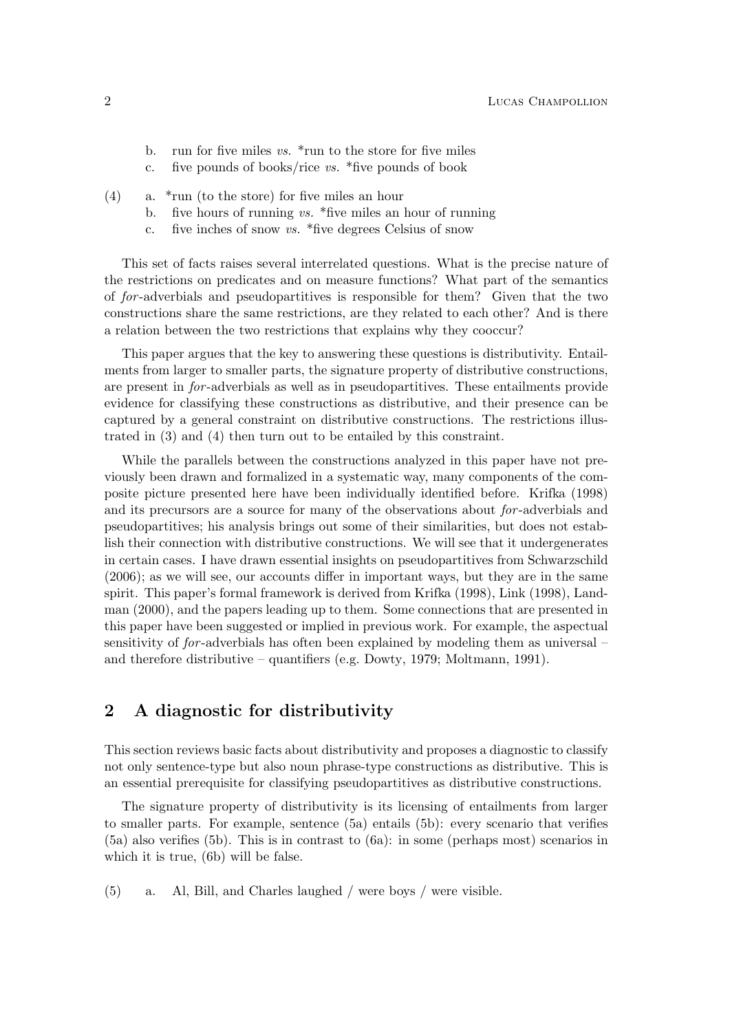b. run for five miles *vs.* *run to the store for five miles

c. five pounds of books/rice *vs.* *five pounds of book

(4) a. *run (to the store) for five miles an hour

b. five hours of running *vs.* *five miles an hour of running

c. five inches of snow *vs.* *five degrees Celsius of snow

This set of facts raises several interrelated questions. What is the precise nature of the restrictions on predicates and on measure functions? What part of the semantics of *for*-adverbials and pseudopartitives is responsible for them? Given that the two constructions share the same restrictions, are they related to each other? And is there a relation between the two restrictions that explains why they cooccur?

This paper argues that the key to answering these questions is distributivity. Entailments from larger to smaller parts, the signature property of distributive constructions, are present in *for*-adverbials as well as in pseudopartitives. These entailments provide evidence for classifying these constructions as distributive, and their presence can be captured by a general constraint on distributive constructions. The restrictions illustrated in (3) and (4) then turn out to be entailed by this constraint.

While the parallels between the constructions analyzed in this paper have not previously been drawn and formalized in a systematic way, many components of the composite picture presented here have been individually identified before. Krifka (1998) and its precursors are a source for many of the observations about *for*-adverbials and pseudopartitives; his analysis brings out some of their similarities, but does not establish their connection with distributive constructions. We will see that it undergenerates in certain cases. I have drawn essential insights on pseudopartitives from Schwarzschild (2006); as we will see, our accounts differ in important ways, but they are in the same spirit. This paper's formal framework is derived from Krifka (1998), Link (1998), Landman (2000), and the papers leading up to them. Some connections that are presented in this paper have been suggested or implied in previous work. For example, the aspectual sensitivity of *for*-adverbials has often been explained by modeling them as universal – and therefore distributive – quantifiers (e.g. Dowty, 1979; Moltmann, 1991).

## 2 A diagnostic for distributivity

This section reviews basic facts about distributivity and proposes a diagnostic to classify not only sentence-type but also noun phrase-type constructions as distributive. This is an essential prerequisite for classifying pseudopartitives as distributive constructions.

The signature property of distributivity is its licensing of entailments from larger to smaller parts. For example, sentence (5a) entails (5b): every scenario that verifies (5a) also verifies (5b). This is in contrast to (6a): in some (perhaps most) scenarios in which it is true, (6b) will be false.

(5) a. Al, Bill, and Charles laughed / were boys / were visible.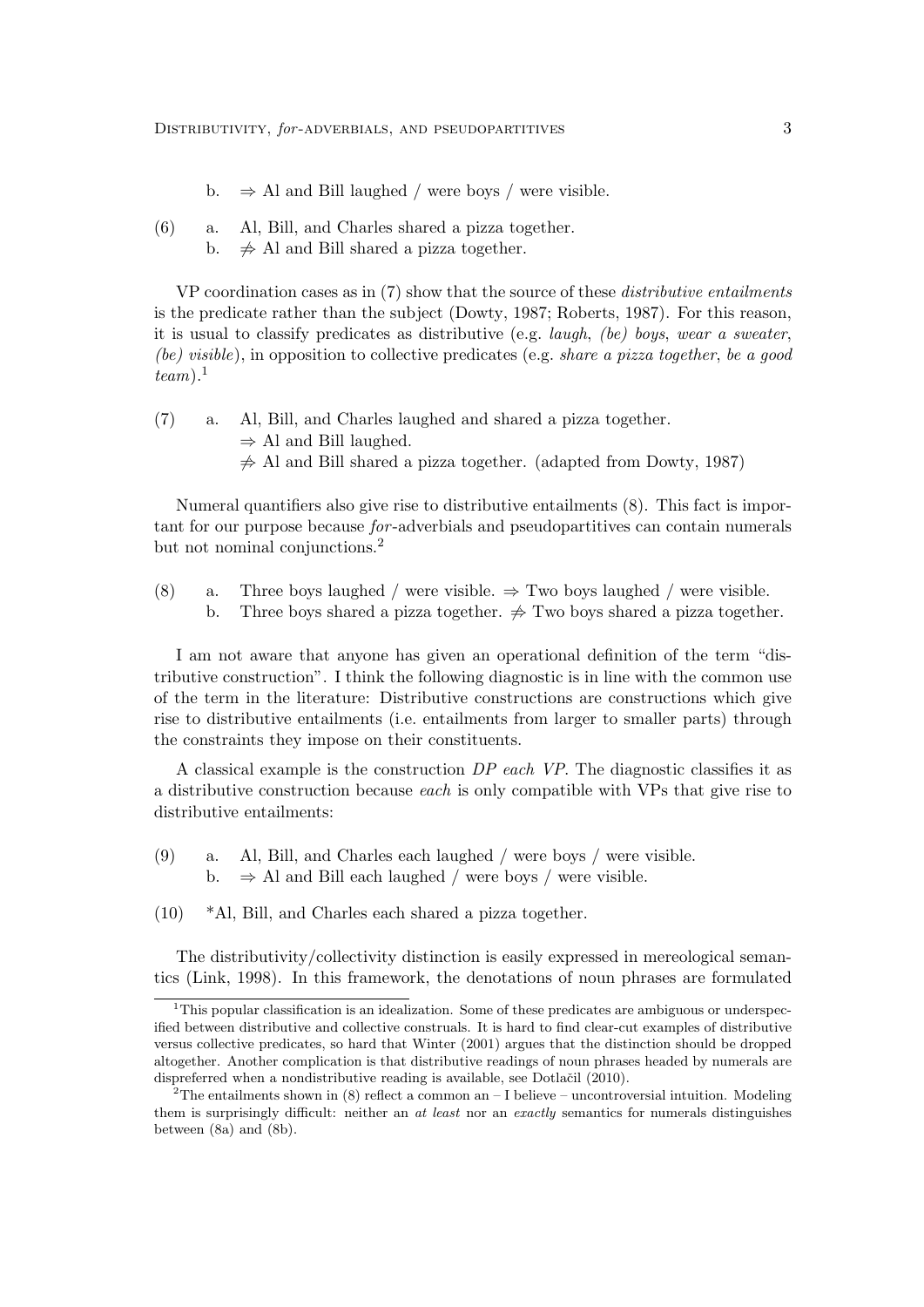b. $\Rightarrow$ Al and Bill laughed / were boys / were visible.

(6) a. Al, Bill, and Charles shared a pizza together.
    b. $\not\Rightarrow$ Al and Bill shared a pizza together.

VP coordination cases as in (7) show that the source of these *distributive entailments* is the predicate rather than the subject (Dowty, 1987; Roberts, 1987). For this reason, it is usual to classify predicates as distributive (e.g. *laugh*, *(be) boys*, *wear a sweater*, *(be) visible*), in opposition to collective predicates (e.g. *share a pizza together*, *be a good team*).[1]

(7) a. Al, Bill, and Charles laughed and shared a pizza together.
    $\Rightarrow$ Al and Bill laughed.
    $\not\Rightarrow$ Al and Bill shared a pizza together. (adapted from Dowty, 1987)

Numeral quantifiers also give rise to distributive entailments (8). This fact is important for our purpose because *for*-adverbials and pseudopartitives can contain numerals but not nominal conjunctions.[2]

(8) a. Three boys laughed / were visible. $\Rightarrow$ Two boys laughed / were visible.
    b. Three boys shared a pizza together. $\not\Rightarrow$ Two boys shared a pizza together.

I am not aware that anyone has given an operational definition of the term "distributive construction". I think the following diagnostic is in line with the common use of the term in the literature: Distributive constructions are constructions which give rise to distributive entailments (i.e. entailments from larger to smaller parts) through the constraints they impose on their constituents.

A classical example is the construction *DP each VP*. The diagnostic classifies it as a distributive construction because *each* is only compatible with VPs that give rise to distributive entailments:

(9) a. Al, Bill, and Charles each laughed / were boys / were visible.
    b. $\Rightarrow$ Al and Bill each laughed / were boys / were visible.

(10) *Al, Bill, and Charles each shared a pizza together.

The distributivity/collectivity distinction is easily expressed in mereological semantics (Link, 1998). In this framework, the denotations of noun phrases are formulated

[1] This popular classification is an idealization. Some of these predicates are ambiguous or underspecified between distributive and collective construals. It is hard to find clear-cut examples of distributive versus collective predicates, so hard that Winter (2001) argues that the distinction should be dropped altogether. Another complication is that distributive readings of noun phrases headed by numerals are dispreferred when a nondistributive reading is available, see Dotlačil (2010).

[2] The entailments shown in (8) reflect a common an – I believe – uncontroversial intuition. Modeling them is surprisingly difficult: neither an *at least* nor an *exactly* semantics for numerals distinguishes between (8a) and (8b).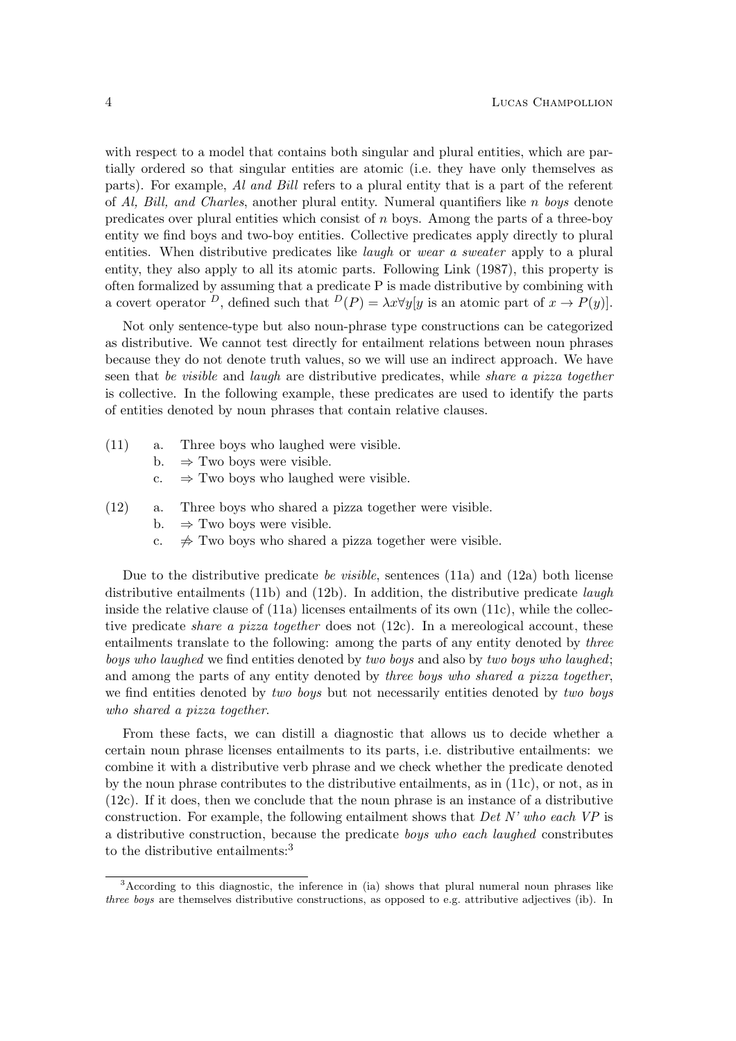with respect to a model that contains both singular and plural entities, which are partially ordered so that singular entities are atomic (i.e. they have only themselves as parts). For example, *Al and Bill* refers to a plural entity that is a part of the referent of *Al, Bill, and Charles*, another plural entity. Numeral quantifiers like *n boys* denote predicates over plural entities which consist of $n$ boys. Among the parts of a three-boy entity we find boys and two-boy entities. Collective predicates apply directly to plural entities. When distributive predicates like *laugh* or *wear a sweater* apply to a plural entity, they also apply to all its atomic parts. Following Link (1987), this property is often formalized by assuming that a predicate P is made distributive by combining with a covert operator $^D$, defined such that $^D(P) = \lambda x \forall y[y \text{ is an atomic part of } x \rightarrow P(y)]$.

Not only sentence-type but also noun-phrase type constructions can be categorized as distributive. We cannot test directly for entailment relations between noun phrases because they do not denote truth values, so we will use an indirect approach. We have seen that *be visible* and *laugh* are distributive predicates, while *share a pizza together* is collective. In the following example, these predicates are used to identify the parts of entities denoted by noun phrases that contain relative clauses.

(11)
  a. Three boys who laughed were visible.
  b. $\Rightarrow$ Two boys were visible.
  c. $\Rightarrow$ Two boys who laughed were visible.

(12)
  a. Three boys who shared a pizza together were visible.
  b. $\Rightarrow$ Two boys were visible.
  c. $\not\Rightarrow$ Two boys who shared a pizza together were visible.

Due to the distributive predicate *be visible*, sentences (11a) and (12a) both license distributive entailments (11b) and (12b). In addition, the distributive predicate *laugh* inside the relative clause of (11a) licenses entailments of its own (11c), while the collective predicate *share a pizza together* does not (12c). In a mereological account, these entailments translate to the following: among the parts of any entity denoted by *three boys who laughed* we find entities denoted by *two boys* and also by *two boys who laughed*; and among the parts of any entity denoted by *three boys who shared a pizza together*, we find entities denoted by *two boys* but not necessarily entities denoted by *two boys who shared a pizza together*.

From these facts, we can distill a diagnostic that allows us to decide whether a certain noun phrase licenses entailments to its parts, i.e. distributive entailments: we combine it with a distributive verb phrase and we check whether the predicate denoted by the noun phrase contributes to the distributive entailments, as in (11c), or not, as in (12c). If it does, then we conclude that the noun phrase is an instance of a distributive construction. For example, the following entailment shows that *Det N' who each VP* is a distributive construction, because the predicate *boys who each laughed* constributes to the distributive entailments:[3]

[3] According to this diagnostic, the inference in (ia) shows that plural numeral noun phrases like *three boys* are themselves distributive constructions, as opposed to e.g. attributive adjectives (ib). In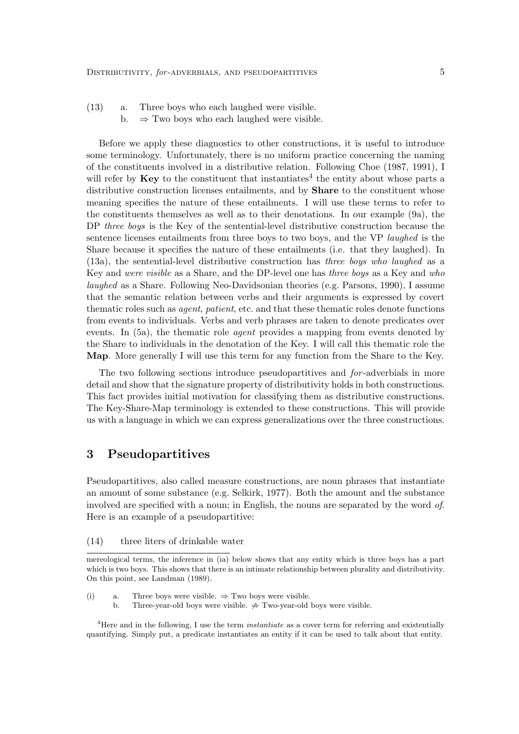(13) a. Three boys who each laughed were visible.
b. ⇒ Two boys who each laughed were visible.

Before we apply these diagnostics to other constructions, it is useful to introduce some terminology. Unfortunately, there is no uniform practice concerning the naming of the constituents involved in a distributive relation. Following Choe (1987, 1991), I will refer by **Key** to the constituent that instantiates[4] the entity about whose parts a distributive construction licenses entailments, and by **Share** to the constituent whose meaning specifies the nature of these entailments. I will use these terms to refer to the constituents themselves as well as to their denotations. In our example (9a), the DP *three boys* is the Key of the sentential-level distributive construction because the sentence licenses entailments from three boys to two boys, and the VP *laughed* is the Share because it specifies the nature of these entailments (i.e. that they laughed). In (13a), the sentential-level distributive construction has *three boys who laughed* as a Key and *were visible* as a Share, and the DP-level one has *three boys* as a Key and *who laughed* as a Share. Following Neo-Davidsonian theories (e.g. Parsons, 1990), I assume that the semantic relation between verbs and their arguments is expressed by covert thematic roles such as *agent*, *patient*, etc. and that these thematic roles denote functions from events to individuals. Verbs and verb phrases are taken to denote predicates over events. In (5a), the thematic role *agent* provides a mapping from events denoted by the Share to individuals in the denotation of the Key. I will call this thematic role the **Map**. More generally I will use this term for any function from the Share to the Key.

The two following sections introduce pseudopartitives and *for*-adverbials in more detail and show that the signature property of distributivity holds in both constructions. This fact provides initial motivation for classifying them as distributive constructions. The Key-Share-Map terminology is extended to these constructions. This will provide us with a language in which we can express generalizations over the three constructions.

## 3 Pseudopartitives

Pseudopartitives, also called measure constructions, are noun phrases that instantiate an amount of some substance (e.g. Selkirk, 1977). Both the amount and the substance involved are specified with a noun; in English, the nouns are separated by the word *of*. Here is an example of a pseudopartitive:

(14) three liters of drinkable water

---

mereological terms, the inference in (ia) below shows that any entity which is three boys has a part which is two boys. This shows that there is an intimate relationship between plurality and distributivity. On this point, see Landman (1989).

(i) a. Three boys were visible. ⇒ Two boys were visible.
b. Three-year-old boys were visible. ⇏ Two-year-old boys were visible.

[4]Here and in the following, I use the term *instantiate* as a cover term for referring and existentially quantifying. Simply put, a predicate instantiates an entity if it can be used to talk about that entity.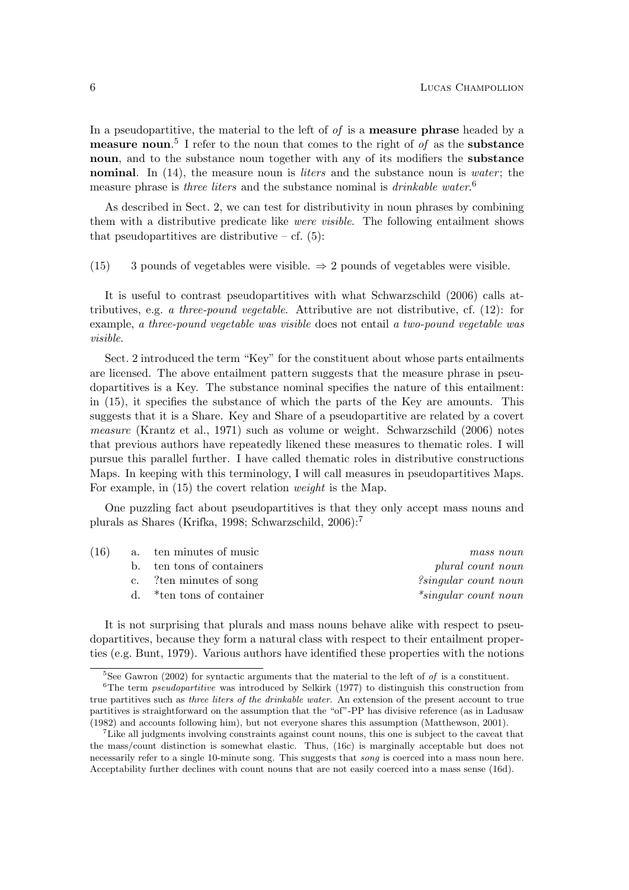In a pseudopartitive, the material to the left of *of* is a **measure phrase** headed by a **measure noun**.[5] I refer to the noun that comes to the right of *of* as the **substance noun**, and to the substance noun together with any of its modifiers the **substance nominal**. In (14), the measure noun is *liters* and the substance noun is *water*; the measure phrase is *three liters* and the substance nominal is *drinkable water*.[6]

As described in Sect. 2, we can test for distributivity in noun phrases by combining them with a distributive predicate like *were visible*. The following entailment shows that pseudopartitives are distributive – cf. (5):

(15) 3 pounds of vegetables were visible. $\Rightarrow$ 2 pounds of vegetables were visible.

It is useful to contrast pseudopartitives with what Schwarzschild (2006) calls attributives, e.g. *a three-pound vegetable*. Attributive are not distributive, cf. (12): for example, *a three-pound vegetable was visible* does not entail *a two-pound vegetable was visible*.

Sect. 2 introduced the term "Key" for the constituent about whose parts entailments are licensed. The above entailment pattern suggests that the measure phrase in pseudopartitives is a Key. The substance nominal specifies the nature of this entailment: in (15), it specifies the substance of which the parts of the Key are amounts. This suggests that it is a Share. Key and Share of a pseudopartitive are related by a covert *measure* (Krantz et al., 1971) such as volume or weight. Schwarzschild (2006) notes that previous authors have repeatedly likened these measures to thematic roles. I will pursue this parallel further. I have called thematic roles in distributive constructions Maps. In keeping with this terminology, I will call measures in pseudopartitives Maps. For example, in (15) the covert relation *weight* is the Map.

One puzzling fact about pseudopartitives is that they only accept mass nouns and plurals as Shares (Krifka, 1998; Schwarzschild, 2006):[7]

(16)
a. ten minutes of music — *mass noun*
b. ten tons of containers — *plural count noun*
c. ?ten minutes of song — *?singular count noun*
d. *ten tons of container — *\*singular count noun*

It is not surprising that plurals and mass nouns behave alike with respect to pseudopartitives, because they form a natural class with respect to their entailment properties (e.g. Bunt, 1979). Various authors have identified these properties with the notions

---

[5] See Gawron (2002) for syntactic arguments that the material to the left of *of* is a constituent.

[6] The term *pseudopartitive* was introduced by Selkirk (1977) to distinguish this construction from true partitives such as *three liters of the drinkable water*. An extension of the present account to true partitives is straightforward on the assumption that the "of"-PP has divisive reference (as in Ladusaw (1982) and accounts following him), but not everyone shares this assumption (Matthewson, 2001).

[7] Like all judgments involving constraints against count nouns, this one is subject to the caveat that the mass/count distinction is somewhat elastic. Thus, (16c) is marginally acceptable but does not necessarily refer to a single 10-minute song. This suggests that *song* is coerced into a mass noun here. Acceptability further declines with count nouns that are not easily coerced into a mass sense (16d).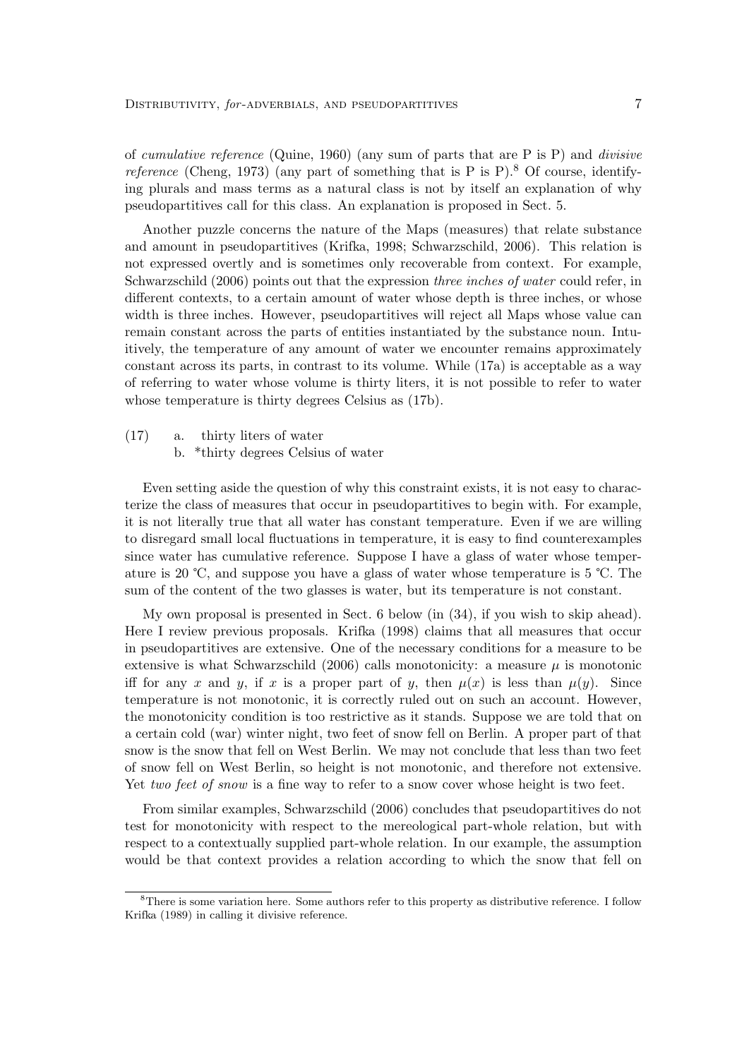of *cumulative reference* (Quine, 1960) (any sum of parts that are P is P) and *divisive reference* (Cheng, 1973) (any part of something that is P is P).[8] Of course, identifying plurals and mass terms as a natural class is not by itself an explanation of why pseudopartitives call for this class. An explanation is proposed in Sect. 5.

Another puzzle concerns the nature of the Maps (measures) that relate substance and amount in pseudopartitives (Krifka, 1998; Schwarzschild, 2006). This relation is not expressed overtly and is sometimes only recoverable from context. For example, Schwarzschild (2006) points out that the expression *three inches of water* could refer, in different contexts, to a certain amount of water whose depth is three inches, or whose width is three inches. However, pseudopartitives will reject all Maps whose value can remain constant across the parts of entities instantiated by the substance noun. Intuitively, the temperature of any amount of water we encounter remains approximately constant across its parts, in contrast to its volume. While (17a) is acceptable as a way of referring to water whose volume is thirty liters, it is not possible to refer to water whose temperature is thirty degrees Celsius as (17b).

(17) a. thirty liters of water
b. *thirty degrees Celsius of water

Even setting aside the question of why this constraint exists, it is not easy to characterize the class of measures that occur in pseudopartitives to begin with. For example, it is not literally true that all water has constant temperature. Even if we are willing to disregard small local fluctuations in temperature, it is easy to find counterexamples since water has cumulative reference. Suppose I have a glass of water whose temperature is 20 ℃, and suppose you have a glass of water whose temperature is 5 ℃. The sum of the content of the two glasses is water, but its temperature is not constant.

My own proposal is presented in Sect. 6 below (in (34), if you wish to skip ahead). Here I review previous proposals. Krifka (1998) claims that all measures that occur in pseudopartitives are extensive. One of the necessary conditions for a measure to be extensive is what Schwarzschild (2006) calls monotonicity: a measure $\mu$ is monotonic iff for any $x$ and $y$, if $x$ is a proper part of $y$, then $\mu(x)$ is less than $\mu(y)$. Since temperature is not monotonic, it is correctly ruled out on such an account. However, the monotonicity condition is too restrictive as it stands. Suppose we are told that on a certain cold (war) winter night, two feet of snow fell on Berlin. A proper part of that snow is the snow that fell on West Berlin. We may not conclude that less than two feet of snow fell on West Berlin, so height is not monotonic, and therefore not extensive. Yet *two feet of snow* is a fine way to refer to a snow cover whose height is two feet.

From similar examples, Schwarzschild (2006) concludes that pseudopartitives do not test for monotonicity with respect to the mereological part-whole relation, but with respect to a contextually supplied part-whole relation. In our example, the assumption would be that context provides a relation according to which the snow that fell on

[8] There is some variation here. Some authors refer to this property as distributive reference. I follow Krifka (1989) in calling it divisive reference.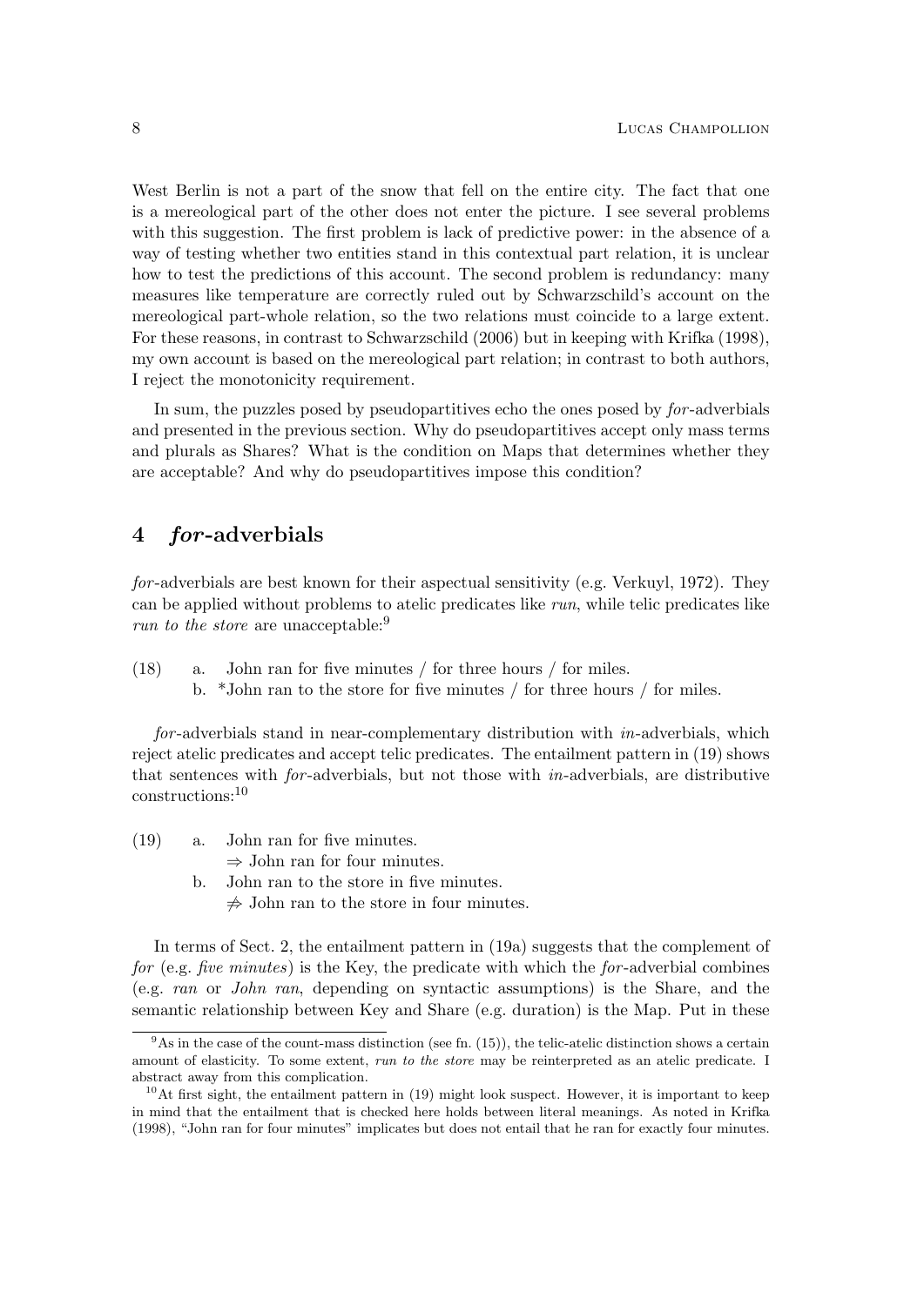West Berlin is not a part of the snow that fell on the entire city. The fact that one is a mereological part of the other does not enter the picture. I see several problems with this suggestion. The first problem is lack of predictive power: in the absence of a way of testing whether two entities stand in this contextual part relation, it is unclear how to test the predictions of this account. The second problem is redundancy: many measures like temperature are correctly ruled out by Schwarzschild's account on the mereological part-whole relation, so the two relations must coincide to a large extent. For these reasons, in contrast to Schwarzschild (2006) but in keeping with Krifka (1998), my own account is based on the mereological part relation; in contrast to both authors, I reject the monotonicity requirement.

In sum, the puzzles posed by pseudopartitives echo the ones posed by *for*-adverbials and presented in the previous section. Why do pseudopartitives accept only mass terms and plurals as Shares? What is the condition on Maps that determines whether they are acceptable? And why do pseudopartitives impose this condition?

## 4 *for*-adverbials

*for*-adverbials are best known for their aspectual sensitivity (e.g. Verkuyl, 1972). They can be applied without problems to atelic predicates like *run*, while telic predicates like *run to the store* are unacceptable:[9]

(18) a. John ran for five minutes / for three hours / for miles.
 b. *John ran to the store for five minutes / for three hours / for miles.

*for*-adverbials stand in near-complementary distribution with *in*-adverbials, which reject atelic predicates and accept telic predicates. The entailment pattern in (19) shows that sentences with *for*-adverbials, but not those with *in*-adverbials, are distributive constructions:[10]

(19) a. John ran for five minutes.
 $\Rightarrow$ John ran for four minutes.
 b. John ran to the store in five minutes.
 $\not\Rightarrow$ John ran to the store in four minutes.

In terms of Sect. 2, the entailment pattern in (19a) suggests that the complement of *for* (e.g. *five minutes*) is the Key, the predicate with which the *for*-adverbial combines (e.g. *ran* or *John ran*, depending on syntactic assumptions) is the Share, and the semantic relationship between Key and Share (e.g. duration) is the Map. Put in these

---

[9] As in the case of the count-mass distinction (see fn. (15)), the telic-atelic distinction shows a certain amount of elasticity. To some extent, *run to the store* may be reinterpreted as an atelic predicate. I abstract away from this complication.

[10] At first sight, the entailment pattern in (19) might look suspect. However, it is important to keep in mind that the entailment that is checked here holds between literal meanings. As noted in Krifka (1998), "John ran for four minutes" implicates but does not entail that he ran for exactly four minutes.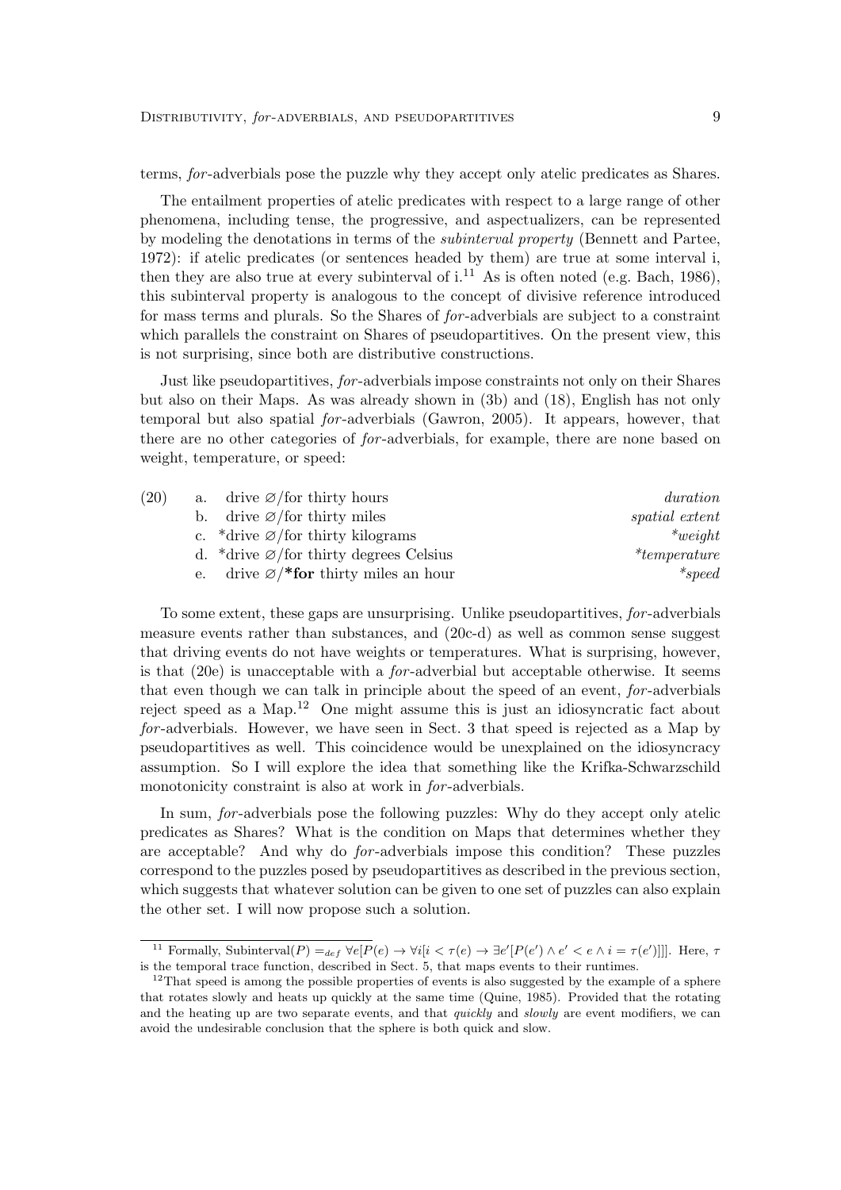terms, *for*-adverbials pose the puzzle why they accept only atelic predicates as Shares.

The entailment properties of atelic predicates with respect to a large range of other phenomena, including tense, the progressive, and aspectualizers, can be represented by modeling the denotations in terms of the *subinterval property* (Bennett and Partee, 1972): if atelic predicates (or sentences headed by them) are true at some interval i, then they are also true at every subinterval of i.[11] As is often noted (e.g. Bach, 1986), this subinterval property is analogous to the concept of divisive reference introduced for mass terms and plurals. So the Shares of *for*-adverbials are subject to a constraint which parallels the constraint on Shares of pseudopartitives. On the present view, this is not surprising, since both are distributive constructions.

Just like pseudopartitives, *for*-adverbials impose constraints not only on their Shares but also on their Maps. As was already shown in (3b) and (18), English has not only temporal but also spatial *for*-adverbials (Gawron, 2005). It appears, however, that there are no other categories of *for*-adverbials, for example, there are none based on weight, temperature, or speed:

(20)
a. drive ∅/for thirty hours — *duration*
b. drive ∅/for thirty miles — *spatial extent*
c. *drive ∅/for thirty kilograms — *\*weight*
d. *drive ∅/for thirty degrees Celsius — *\*temperature*
e. drive ∅/***for** thirty miles an hour — *\*speed*

To some extent, these gaps are unsurprising. Unlike pseudopartitives, *for*-adverbials measure events rather than substances, and (20c-d) as well as common sense suggest that driving events do not have weights or temperatures. What is surprising, however, is that (20e) is unacceptable with a *for*-adverbial but acceptable otherwise. It seems that even though we can talk in principle about the speed of an event, *for*-adverbials reject speed as a Map.[12] One might assume this is just an idiosyncratic fact about *for*-adverbials. However, we have seen in Sect. 3 that speed is rejected as a Map by pseudopartitives as well. This coincidence would be unexplained on the idiosyncracy assumption. So I will explore the idea that something like the Krifka-Schwarzschild monotonicity constraint is also at work in *for*-adverbials.

In sum, *for*-adverbials pose the following puzzles: Why do they accept only atelic predicates as Shares? What is the condition on Maps that determines whether they are acceptable? And why do *for*-adverbials impose this condition? These puzzles correspond to the puzzles posed by pseudopartitives as described in the previous section, which suggests that whatever solution can be given to one set of puzzles can also explain the other set. I will now propose such a solution.

---

[11] Formally, $\text{Subinterval}(P) =_{def} \forall e[P(e) \rightarrow \forall i[i < \tau(e) \rightarrow \exists e'[P(e') \wedge e' < e \wedge i = \tau(e')]]]$. Here, $\tau$ is the temporal trace function, described in Sect. 5, that maps events to their runtimes.

[12] That speed is among the possible properties of events is also suggested by the example of a sphere that rotates slowly and heats up quickly at the same time (Quine, 1985). Provided that the rotating and the heating up are two separate events, and that *quickly* and *slowly* are event modifiers, we can avoid the undesirable conclusion that the sphere is both quick and slow.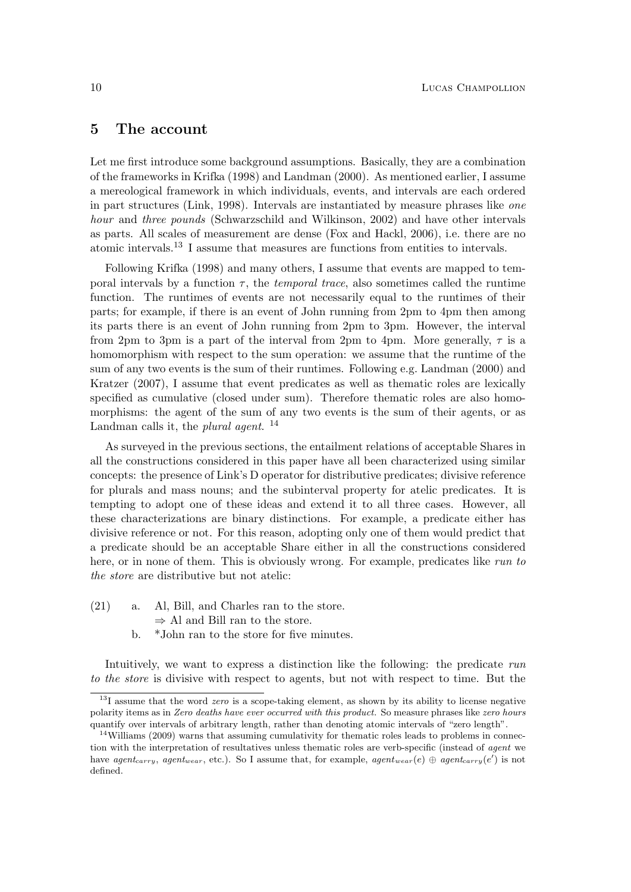## 5 The account

Let me first introduce some background assumptions. Basically, they are a combination of the frameworks in Krifka (1998) and Landman (2000). As mentioned earlier, I assume a mereological framework in which individuals, events, and intervals are each ordered in part structures (Link, 1998). Intervals are instantiated by measure phrases like *one hour* and *three pounds* (Schwarzschild and Wilkinson, 2002) and have other intervals as parts. All scales of measurement are dense (Fox and Hackl, 2006), i.e. there are no atomic intervals.[13] I assume that measures are functions from entities to intervals.

Following Krifka (1998) and many others, I assume that events are mapped to temporal intervals by a function $\tau$, the *temporal trace*, also sometimes called the runtime function. The runtimes of events are not necessarily equal to the runtimes of their parts; for example, if there is an event of John running from 2pm to 4pm then among its parts there is an event of John running from 2pm to 3pm. However, the interval from 2pm to 3pm is a part of the interval from 2pm to 4pm. More generally, $\tau$ is a homomorphism with respect to the sum operation: we assume that the runtime of the sum of any two events is the sum of their runtimes. Following e.g. Landman (2000) and Kratzer (2007), I assume that event predicates as well as thematic roles are lexically specified as cumulative (closed under sum). Therefore thematic roles are also homomorphisms: the agent of the sum of any two events is the sum of their agents, or as Landman calls it, the *plural agent*. [14]

As surveyed in the previous sections, the entailment relations of acceptable Shares in all the constructions considered in this paper have all been characterized using similar concepts: the presence of Link's D operator for distributive predicates; divisive reference for plurals and mass nouns; and the subinterval property for atelic predicates. It is tempting to adopt one of these ideas and extend it to all three cases. However, all these characterizations are binary distinctions. For example, a predicate either has divisive reference or not. For this reason, adopting only one of them would predict that a predicate should be an acceptable Share either in all the constructions considered here, or in none of them. This is obviously wrong. For example, predicates like *run to the store* are distributive but not atelic:

(21) a. Al, Bill, and Charles ran to the store.
   $\Rightarrow$ Al and Bill ran to the store.
 b. *John ran to the store for five minutes.

Intuitively, we want to express a distinction like the following: the predicate *run to the store* is divisive with respect to agents, but not with respect to time. But the

---

[13] I assume that the word *zero* is a scope-taking element, as shown by its ability to license negative polarity items as in *Zero deaths have ever occurred with this product.* So measure phrases like *zero hours* quantify over intervals of arbitrary length, rather than denoting atomic intervals of "zero length".

[14] Williams (2009) warns that assuming cumulativity for thematic roles leads to problems in connection with the interpretation of resultatives unless thematic roles are verb-specific (instead of *agent* we have $agent_{carry}$, $agent_{wear}$, etc.). So I assume that, for example, $agent_{wear}(e) \oplus agent_{carry}(e')$ is not defined.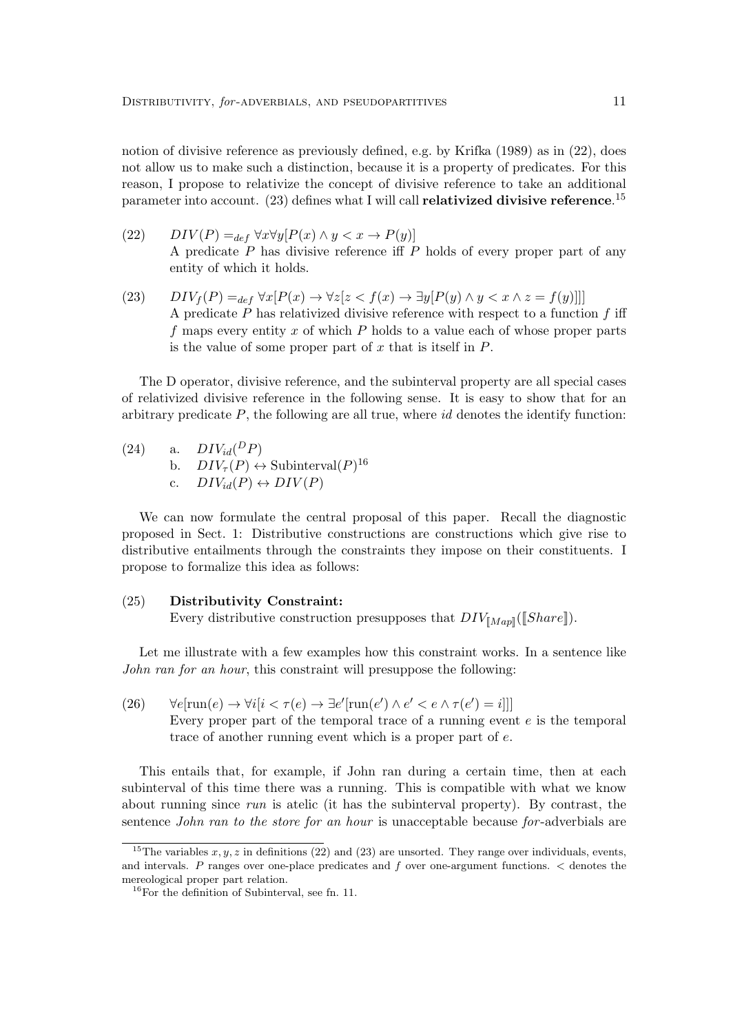notion of divisive reference as previously defined, e.g. by Krifka (1989) as in (22), does not allow us to make such a distinction, because it is a property of predicates. For this reason, I propose to relativize the concept of divisive reference to take an additional parameter into account. (23) defines what I will call **relativized divisive reference**.[15]

(22) $DIV(P) =_{def} \forall x \forall y[P(x) \wedge y < x \rightarrow P(y)]$
A predicate $P$ has divisive reference iff $P$ holds of every proper part of any entity of which it holds.

(23) $DIV_f(P) =_{def} \forall x[P(x) \rightarrow \forall z[z < f(x) \rightarrow \exists y[P(y) \wedge y < x \wedge z = f(y)]]]$
A predicate $P$ has relativized divisive reference with respect to a function $f$ iff $f$ maps every entity $x$ of which $P$ holds to a value each of whose proper parts is the value of some proper part of $x$ that is itself in $P$.

The D operator, divisive reference, and the subinterval property are all special cases of relativized divisive reference in the following sense. It is easy to show that for an arbitrary predicate $P$, the following are all true, where *id* denotes the identify function:

(24) a. $DIV_{id}(^{D}P)$
b. $DIV_{\tau}(P) \leftrightarrow \text{Subinterval}(P)$[16]
c. $DIV_{id}(P) \leftrightarrow DIV(P)$

We can now formulate the central proposal of this paper. Recall the diagnostic proposed in Sect. 1: Distributive constructions are constructions which give rise to distributive entailments through the constraints they impose on their constituents. I propose to formalize this idea as follows:

(25) **Distributivity Constraint:**
Every distributive construction presupposes that $DIV_{[\![Map]\!]}([\![Share]\!])$.

Let me illustrate with a few examples how this constraint works. In a sentence like *John ran for an hour*, this constraint will presuppose the following:

(26) $\forall e[\text{run}(e) \rightarrow \forall i[i < \tau(e) \rightarrow \exists e'[\text{run}(e') \wedge e' < e \wedge \tau(e') = i]]]$
Every proper part of the temporal trace of a running event $e$ is the temporal trace of another running event which is a proper part of $e$.

This entails that, for example, if John ran during a certain time, then at each subinterval of this time there was a running. This is compatible with what we know about running since *run* is atelic (it has the subinterval property). By contrast, the sentence *John ran to the store for an hour* is unacceptable because *for*-adverbials are

[15] The variables $x, y, z$ in definitions (22) and (23) are unsorted. They range over individuals, events, and intervals. $P$ ranges over one-place predicates and $f$ over one-argument functions. $<$ denotes the mereological proper part relation.

[16] For the definition of Subinterval, see fn. 11.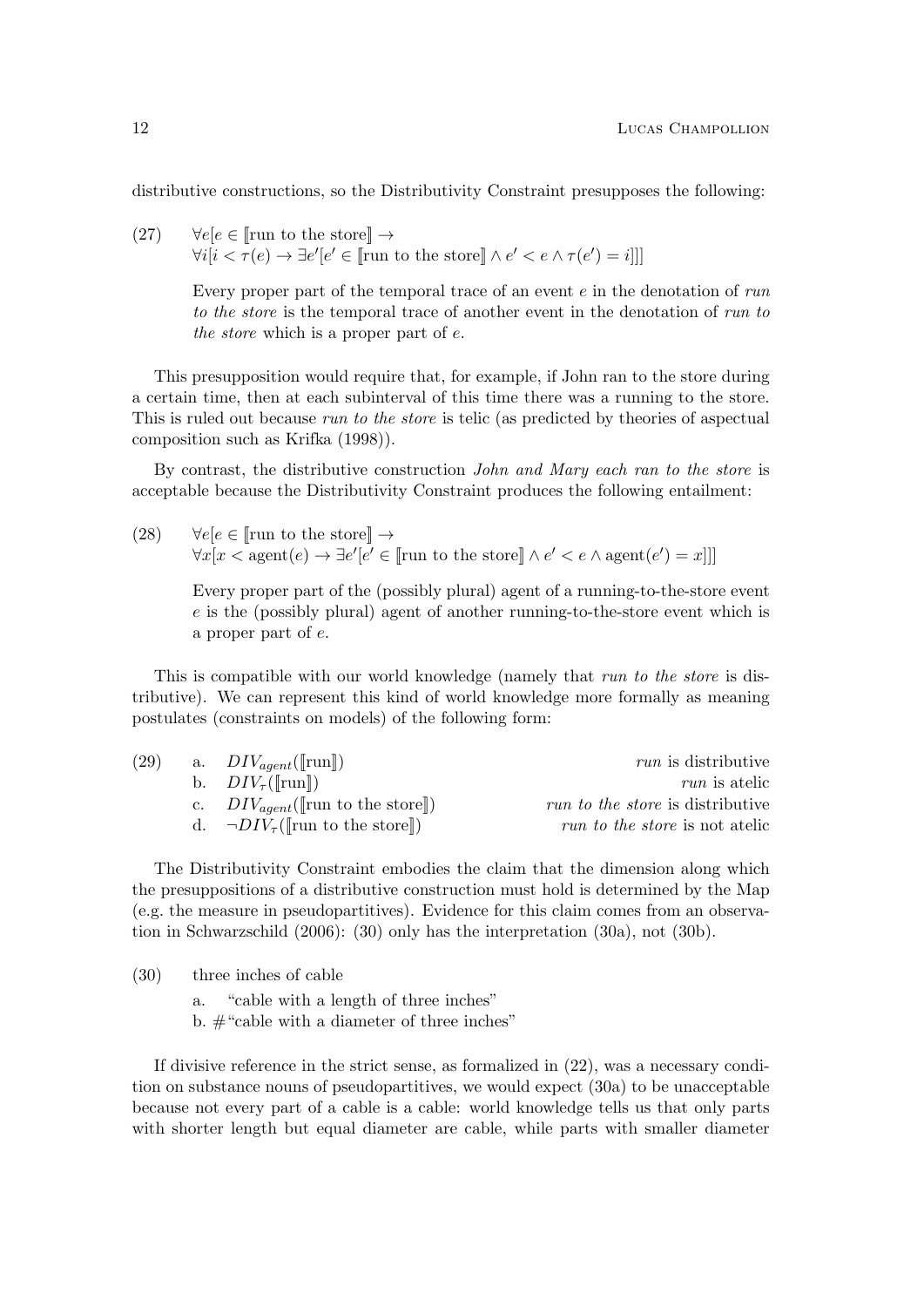distributive constructions, so the Distributivity Constraint presupposes the following:

(27) $\forall e[e \in [\![\text{run to the store}]\!] \rightarrow \forall i[i < \tau(e) \rightarrow \exists e'[e' \in [\![\text{run to the store}]\!] \wedge e' < e \wedge \tau(e') = i]]]$

Every proper part of the temporal trace of an event $e$ in the denotation of *run to the store* is the temporal trace of another event in the denotation of *run to the store* which is a proper part of $e$.

This presupposition would require that, for example, if John ran to the store during a certain time, then at each subinterval of this time there was a running to the store. This is ruled out because *run to the store* is telic (as predicted by theories of aspectual composition such as Krifka (1998)).

By contrast, the distributive construction *John and Mary each ran to the store* is acceptable because the Distributivity Constraint produces the following entailment:

(28) $\forall e[e \in [\![\text{run to the store}]\!] \rightarrow \forall x[x < \text{agent}(e) \rightarrow \exists e'[e' \in [\![\text{run to the store}]\!] \wedge e' < e \wedge \text{agent}(e') = x]]]$

Every proper part of the (possibly plural) agent of a running-to-the-store event $e$ is the (possibly plural) agent of another running-to-the-store event which is a proper part of $e$.

This is compatible with our world knowledge (namely that *run to the store* is distributive). We can represent this kind of world knowledge more formally as meaning postulates (constraints on models) of the following form:

(29)
a. $DIV_{agent}([\![\text{run}]\!])$ — *run* is distributive
b. $DIV_{\tau}([\![\text{run}]\!])$ — *run* is atelic
c. $DIV_{agent}([\![\text{run to the store}]\!])$ — *run to the store* is distributive
d. $\neg DIV_{\tau}([\![\text{run to the store}]\!])$ — *run to the store* is not atelic

The Distributivity Constraint embodies the claim that the dimension along which the presuppositions of a distributive construction must hold is determined by the Map (e.g. the measure in pseudopartitives). Evidence for this claim comes from an observation in Schwarzschild (2006): (30) only has the interpretation (30a), not (30b).

(30) three inches of cable
a. "cable with a length of three inches"
b. #"cable with a diameter of three inches"

If divisive reference in the strict sense, as formalized in (22), was a necessary condition on substance nouns of pseudopartitives, we would expect (30a) to be unacceptable because not every part of a cable is a cable: world knowledge tells us that only parts with shorter length but equal diameter are cable, while parts with smaller diameter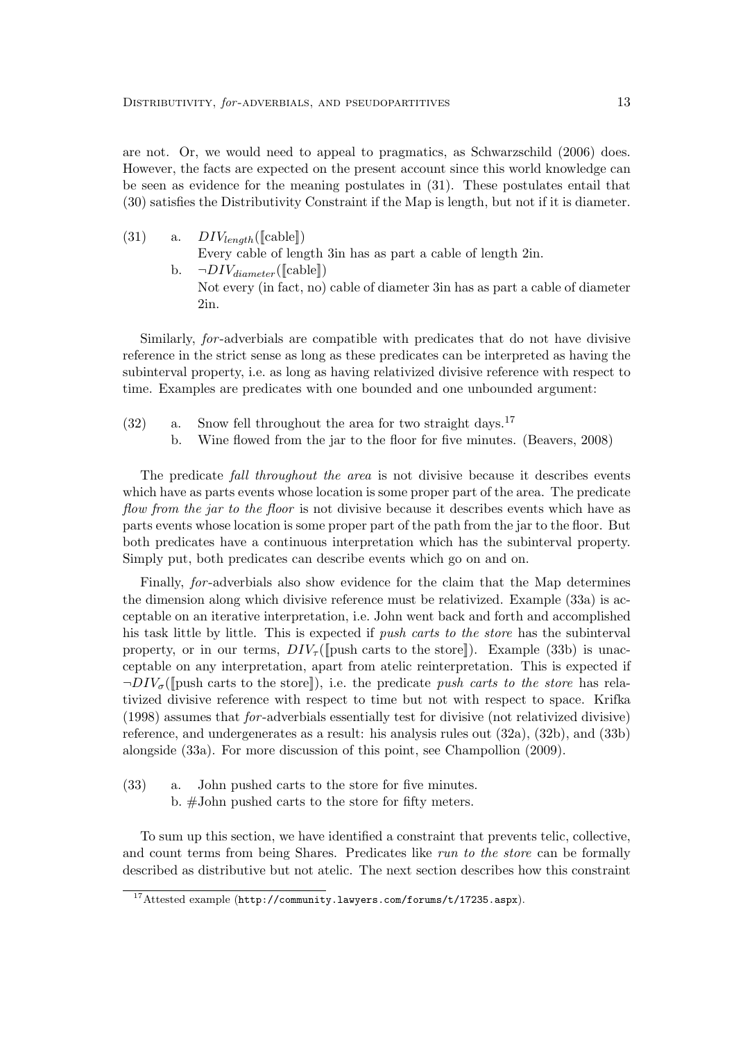are not. Or, we would need to appeal to pragmatics, as Schwarzschild (2006) does. However, the facts are expected on the present account since this world knowledge can be seen as evidence for the meaning postulates in (31). These postulates entail that (30) satisfies the Distributivity Constraint if the Map is length, but not if it is diameter.

(31) a. $DIV_{length}([\![\text{cable}]\!])$
Every cable of length 3in has as part a cable of length 2in.
b. $\neg DIV_{diameter}([\![\text{cable}]\!])$
Not every (in fact, no) cable of diameter 3in has as part a cable of diameter 2in.

Similarly, *for*-adverbials are compatible with predicates that do not have divisive reference in the strict sense as long as these predicates can be interpreted as having the subinterval property, i.e. as long as having relativized divisive reference with respect to time. Examples are predicates with one bounded and one unbounded argument:

(32) a. Snow fell throughout the area for two straight days.[17]
b. Wine flowed from the jar to the floor for five minutes. (Beavers, 2008)

The predicate *fall throughout the area* is not divisive because it describes events which have as parts events whose location is some proper part of the area. The predicate *flow from the jar to the floor* is not divisive because it describes events which have as parts events whose location is some proper part of the path from the jar to the floor. But both predicates have a continuous interpretation which has the subinterval property. Simply put, both predicates can describe events which go on and on.

Finally, *for*-adverbials also show evidence for the claim that the Map determines the dimension along which divisive reference must be relativized. Example (33a) is acceptable on an iterative interpretation, i.e. John went back and forth and accomplished his task little by little. This is expected if *push carts to the store* has the subinterval property, or in our terms, $DIV_{\tau}([\![\text{push carts to the store}]\!])$. Example (33b) is unacceptable on any interpretation, apart from atelic reinterpretation. This is expected if $\neg DIV_{\sigma}([\![\text{push carts to the store}]\!])$, i.e. the predicate *push carts to the store* has relativized divisive reference with respect to time but not with respect to space. Krifka (1998) assumes that *for*-adverbials essentially test for divisive (not relativized divisive) reference, and undergenerates as a result: his analysis rules out (32a), (32b), and (33b) alongside (33a). For more discussion of this point, see Champollion (2009).

(33) a. John pushed carts to the store for five minutes.
b. #John pushed carts to the store for fifty meters.

To sum up this section, we have identified a constraint that prevents telic, collective, and count terms from being Shares. Predicates like *run to the store* can be formally described as distributive but not atelic. The next section describes how this constraint

[17] Attested example (`http://community.lawyers.com/forums/t/17235.aspx`).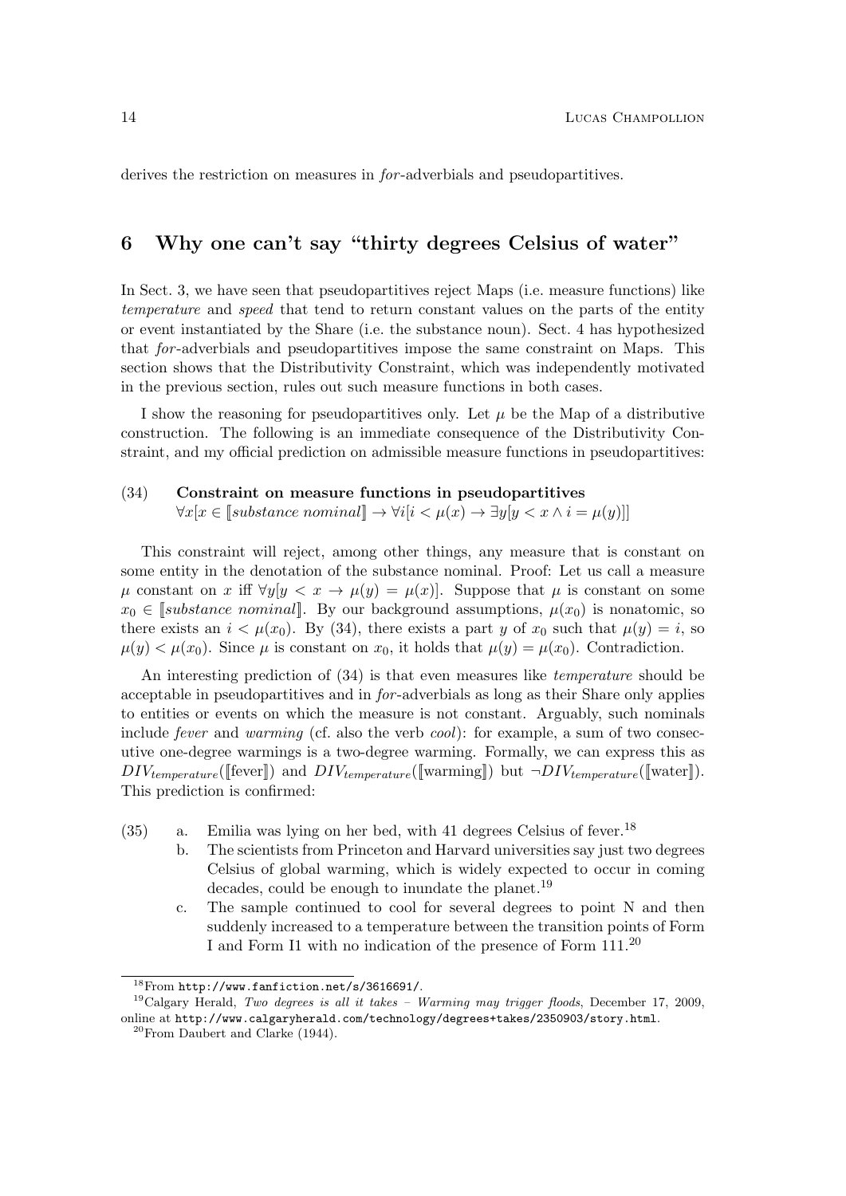derives the restriction on measures in *for*-adverbials and pseudopartitives.

## 6 Why one can't say "thirty degrees Celsius of water"

In Sect. 3, we have seen that pseudopartitives reject Maps (i.e. measure functions) like *temperature* and *speed* that tend to return constant values on the parts of the entity or event instantiated by the Share (i.e. the substance noun). Sect. 4 has hypothesized that *for*-adverbials and pseudopartitives impose the same constraint on Maps. This section shows that the Distributivity Constraint, which was independently motivated in the previous section, rules out such measure functions in both cases.

I show the reasoning for pseudopartitives only. Let $\mu$ be the Map of a distributive construction. The following is an immediate consequence of the Distributivity Constraint, and my official prediction on admissible measure functions in pseudopartitives:

(34) **Constraint on measure functions in pseudopartitives**
$\forall x[x \in [\![substance\ nominal]\!] \rightarrow \forall i[i < \mu(x) \rightarrow \exists y[y < x \wedge i = \mu(y)]]$

This constraint will reject, among other things, any measure that is constant on some entity in the denotation of the substance nominal. Proof: Let us call a measure $\mu$ constant on $x$ iff $\forall y[y < x \rightarrow \mu(y) = \mu(x)]$. Suppose that $\mu$ is constant on some $x_0 \in [\![substance\ nominal]\!]$. By our background assumptions, $\mu(x_0)$ is nonatomic, so there exists an $i < \mu(x_0)$. By (34), there exists a part $y$ of $x_0$ such that $\mu(y) = i$, so $\mu(y) < \mu(x_0)$. Since $\mu$ is constant on $x_0$, it holds that $\mu(y) = \mu(x_0)$. Contradiction.

An interesting prediction of (34) is that even measures like *temperature* should be acceptable in pseudopartitives and in *for*-adverbials as long as their Share only applies to entities or events on which the measure is not constant. Arguably, such nominals include *fever* and *warming* (cf. also the verb *cool*): for example, a sum of two consecutive one-degree warmings is a two-degree warming. Formally, we can express this as $DIV_{temperature}([\![\text{fever}]\!])$ and $DIV_{temperature}([\![\text{warming}]\!])$ but $\neg DIV_{temperature}([\![\text{water}]\!])$. This prediction is confirmed:

(35) a. Emilia was lying on her bed, with 41 degrees Celsius of fever.[18]
b. The scientists from Princeton and Harvard universities say just two degrees Celsius of global warming, which is widely expected to occur in coming decades, could be enough to inundate the planet.[19]
c. The sample continued to cool for several degrees to point N and then suddenly increased to a temperature between the transition points of Form I and Form I1 with no indication of the presence of Form 111.[20]

---

[18] From http://www.fanfiction.net/s/3616691/.

[19] Calgary Herald, *Two degrees is all it takes – Warming may trigger floods*, December 17, 2009, online at http://www.calgaryherald.com/technology/degrees+takes/2350903/story.html.

[20] From Daubert and Clarke (1944).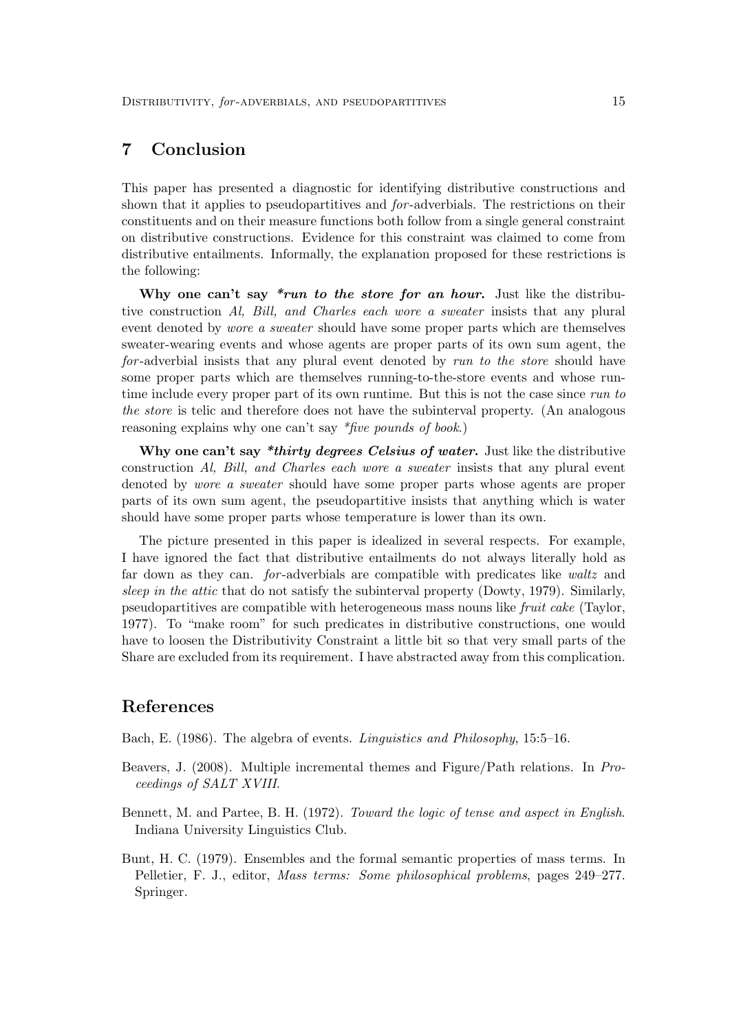## 7 Conclusion

This paper has presented a diagnostic for identifying distributive constructions and shown that it applies to pseudopartitives and *for*-adverbials. The restrictions on their constituents and on their measure functions both follow from a single general constraint on distributive constructions. Evidence for this constraint was claimed to come from distributive entailments. Informally, the explanation proposed for these restrictions is the following:

**Why one can't say *\*run to the store for an hour.*** Just like the distributive construction *Al, Bill, and Charles each wore a sweater* insists that any plural event denoted by *wore a sweater* should have some proper parts which are themselves sweater-wearing events and whose agents are proper parts of its own sum agent, the *for*-adverbial insists that any plural event denoted by *run to the store* should have some proper parts which are themselves running-to-the-store events and whose runtime include every proper part of its own runtime. But this is not the case since *run to the store* is telic and therefore does not have the subinterval property. (An analogous reasoning explains why one can't say *\*five pounds of book*.)

**Why one can't say *\*thirty degrees Celsius of water.*** Just like the distributive construction *Al, Bill, and Charles each wore a sweater* insists that any plural event denoted by *wore a sweater* should have some proper parts whose agents are proper parts of its own sum agent, the pseudopartitive insists that anything which is water should have some proper parts whose temperature is lower than its own.

The picture presented in this paper is idealized in several respects. For example, I have ignored the fact that distributive entailments do not always literally hold as far down as they can. *for*-adverbials are compatible with predicates like *waltz* and *sleep in the attic* that do not satisfy the subinterval property (Dowty, 1979). Similarly, pseudopartitives are compatible with heterogeneous mass nouns like *fruit cake* (Taylor, 1977). To "make room" for such predicates in distributive constructions, one would have to loosen the Distributivity Constraint a little bit so that very small parts of the Share are excluded from its requirement. I have abstracted away from this complication.

## References

Bach, E. (1986). The algebra of events. *Linguistics and Philosophy*, 15:5–16.

Beavers, J. (2008). Multiple incremental themes and Figure/Path relations. In *Proceedings of SALT XVIII*.

Bennett, M. and Partee, B. H. (1972). *Toward the logic of tense and aspect in English*. Indiana University Linguistics Club.

Bunt, H. C. (1979). Ensembles and the formal semantic properties of mass terms. In Pelletier, F. J., editor, *Mass terms: Some philosophical problems*, pages 249–277. Springer.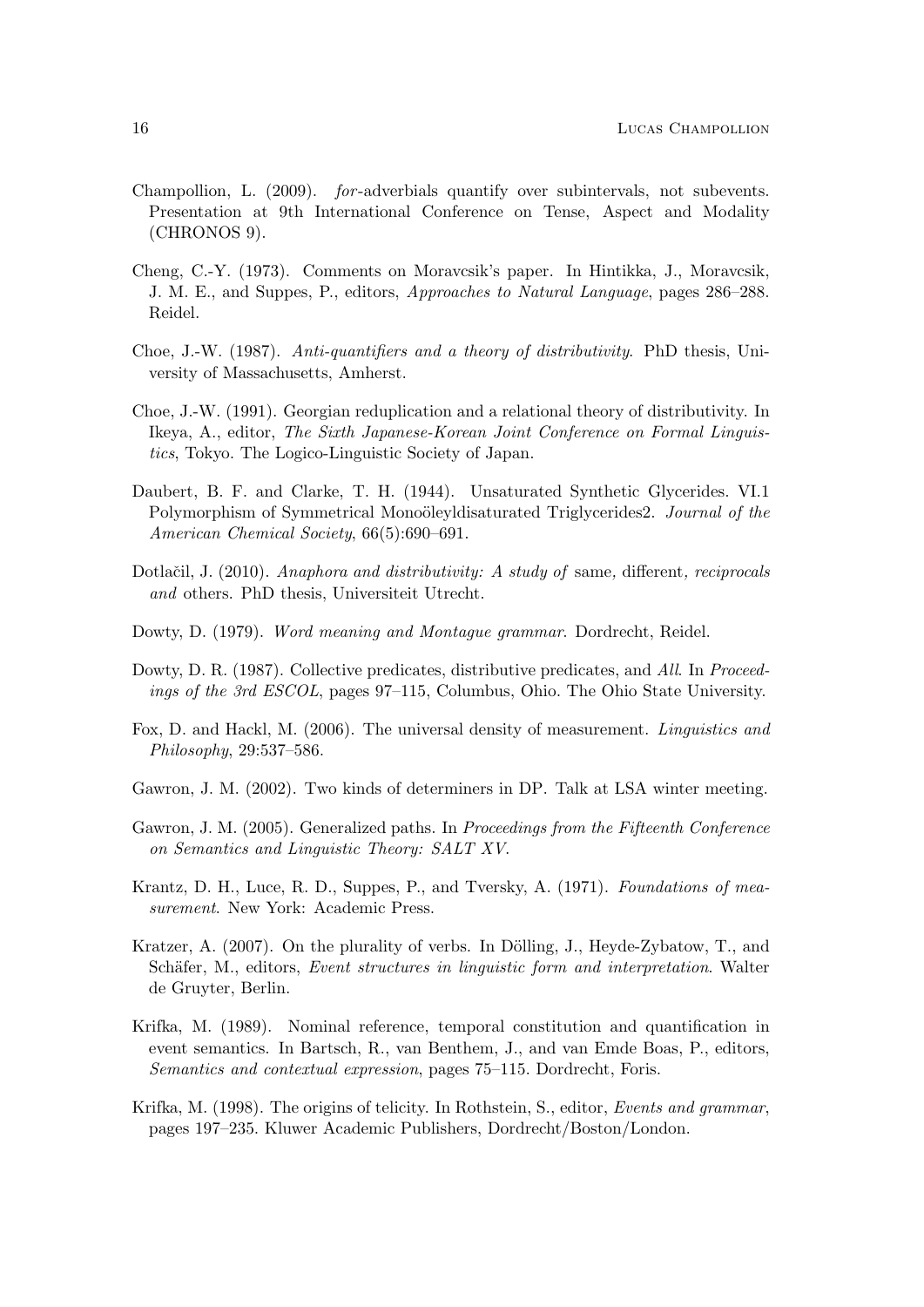Champollion, L. (2009). *for*-adverbials quantify over subintervals, not subevents. Presentation at 9th International Conference on Tense, Aspect and Modality (CHRONOS 9).

Cheng, C.-Y. (1973). Comments on Moravcsik's paper. In Hintikka, J., Moravcsik, J. M. E., and Suppes, P., editors, *Approaches to Natural Language*, pages 286–288. Reidel.

Choe, J.-W. (1987). *Anti-quantifiers and a theory of distributivity*. PhD thesis, University of Massachusetts, Amherst.

Choe, J.-W. (1991). Georgian reduplication and a relational theory of distributivity. In Ikeya, A., editor, *The Sixth Japanese-Korean Joint Conference on Formal Linguistics*, Tokyo. The Logico-Linguistic Society of Japan.

Daubert, B. F. and Clarke, T. H. (1944). Unsaturated Synthetic Glycerides. VI.1 Polymorphism of Symmetrical Monoöleyldisaturated Triglycerides2. *Journal of the American Chemical Society*, 66(5):690–691.

Dotlačil, J. (2010). *Anaphora and distributivity: A study of* same*,* different*, reciprocals and* others. PhD thesis, Universiteit Utrecht.

Dowty, D. (1979). *Word meaning and Montague grammar*. Dordrecht, Reidel.

Dowty, D. R. (1987). Collective predicates, distributive predicates, and *All*. In *Proceedings of the 3rd ESCOL*, pages 97–115, Columbus, Ohio. The Ohio State University.

Fox, D. and Hackl, M. (2006). The universal density of measurement. *Linguistics and Philosophy*, 29:537–586.

Gawron, J. M. (2002). Two kinds of determiners in DP. Talk at LSA winter meeting.

Gawron, J. M. (2005). Generalized paths. In *Proceedings from the Fifteenth Conference on Semantics and Linguistic Theory: SALT XV*.

Krantz, D. H., Luce, R. D., Suppes, P., and Tversky, A. (1971). *Foundations of measurement*. New York: Academic Press.

Kratzer, A. (2007). On the plurality of verbs. In Dölling, J., Heyde-Zybatow, T., and Schäfer, M., editors, *Event structures in linguistic form and interpretation*. Walter de Gruyter, Berlin.

Krifka, M. (1989). Nominal reference, temporal constitution and quantification in event semantics. In Bartsch, R., van Benthem, J., and van Emde Boas, P., editors, *Semantics and contextual expression*, pages 75–115. Dordrecht, Foris.

Krifka, M. (1998). The origins of telicity. In Rothstein, S., editor, *Events and grammar*, pages 197–235. Kluwer Academic Publishers, Dordrecht/Boston/London.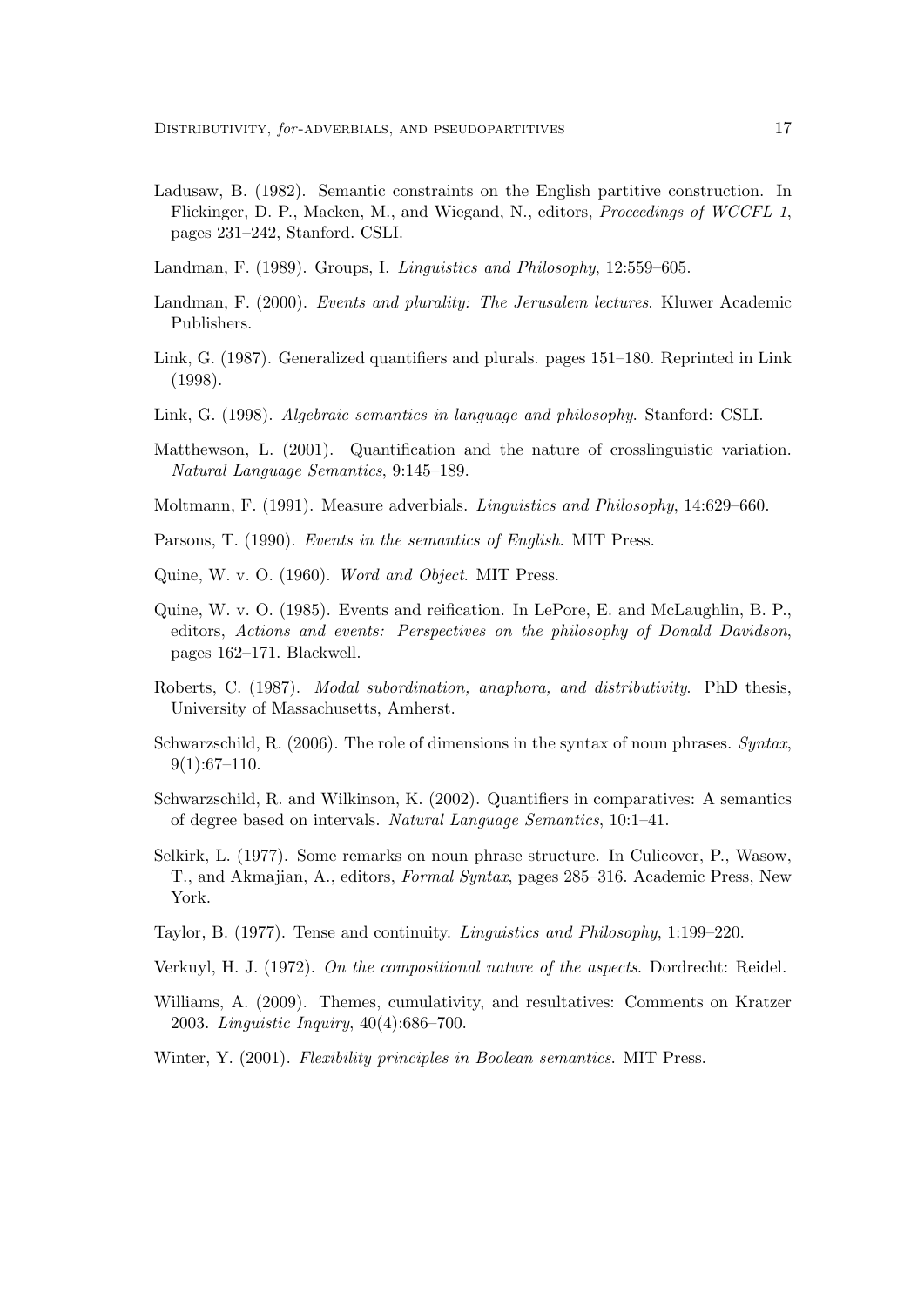Ladusaw, B. (1982). Semantic constraints on the English partitive construction. In Flickinger, D. P., Macken, M., and Wiegand, N., editors, *Proceedings of WCCFL 1*, pages 231–242, Stanford. CSLI.

Landman, F. (1989). Groups, I. *Linguistics and Philosophy*, 12:559–605.

Landman, F. (2000). *Events and plurality: The Jerusalem lectures*. Kluwer Academic Publishers.

Link, G. (1987). Generalized quantifiers and plurals. pages 151–180. Reprinted in Link (1998).

Link, G. (1998). *Algebraic semantics in language and philosophy*. Stanford: CSLI.

Matthewson, L. (2001). Quantification and the nature of crosslinguistic variation. *Natural Language Semantics*, 9:145–189.

Moltmann, F. (1991). Measure adverbials. *Linguistics and Philosophy*, 14:629–660.

Parsons, T. (1990). *Events in the semantics of English*. MIT Press.

Quine, W. v. O. (1960). *Word and Object*. MIT Press.

Quine, W. v. O. (1985). Events and reification. In LePore, E. and McLaughlin, B. P., editors, *Actions and events: Perspectives on the philosophy of Donald Davidson*, pages 162–171. Blackwell.

Roberts, C. (1987). *Modal subordination, anaphora, and distributivity*. PhD thesis, University of Massachusetts, Amherst.

Schwarzschild, R. (2006). The role of dimensions in the syntax of noun phrases. *Syntax*, 9(1):67–110.

Schwarzschild, R. and Wilkinson, K. (2002). Quantifiers in comparatives: A semantics of degree based on intervals. *Natural Language Semantics*, 10:1–41.

Selkirk, L. (1977). Some remarks on noun phrase structure. In Culicover, P., Wasow, T., and Akmajian, A., editors, *Formal Syntax*, pages 285–316. Academic Press, New York.

Taylor, B. (1977). Tense and continuity. *Linguistics and Philosophy*, 1:199–220.

Verkuyl, H. J. (1972). *On the compositional nature of the aspects*. Dordrecht: Reidel.

Williams, A. (2009). Themes, cumulativity, and resultatives: Comments on Kratzer 2003. *Linguistic Inquiry*, 40(4):686–700.

Winter, Y. (2001). *Flexibility principles in Boolean semantics*. MIT Press.